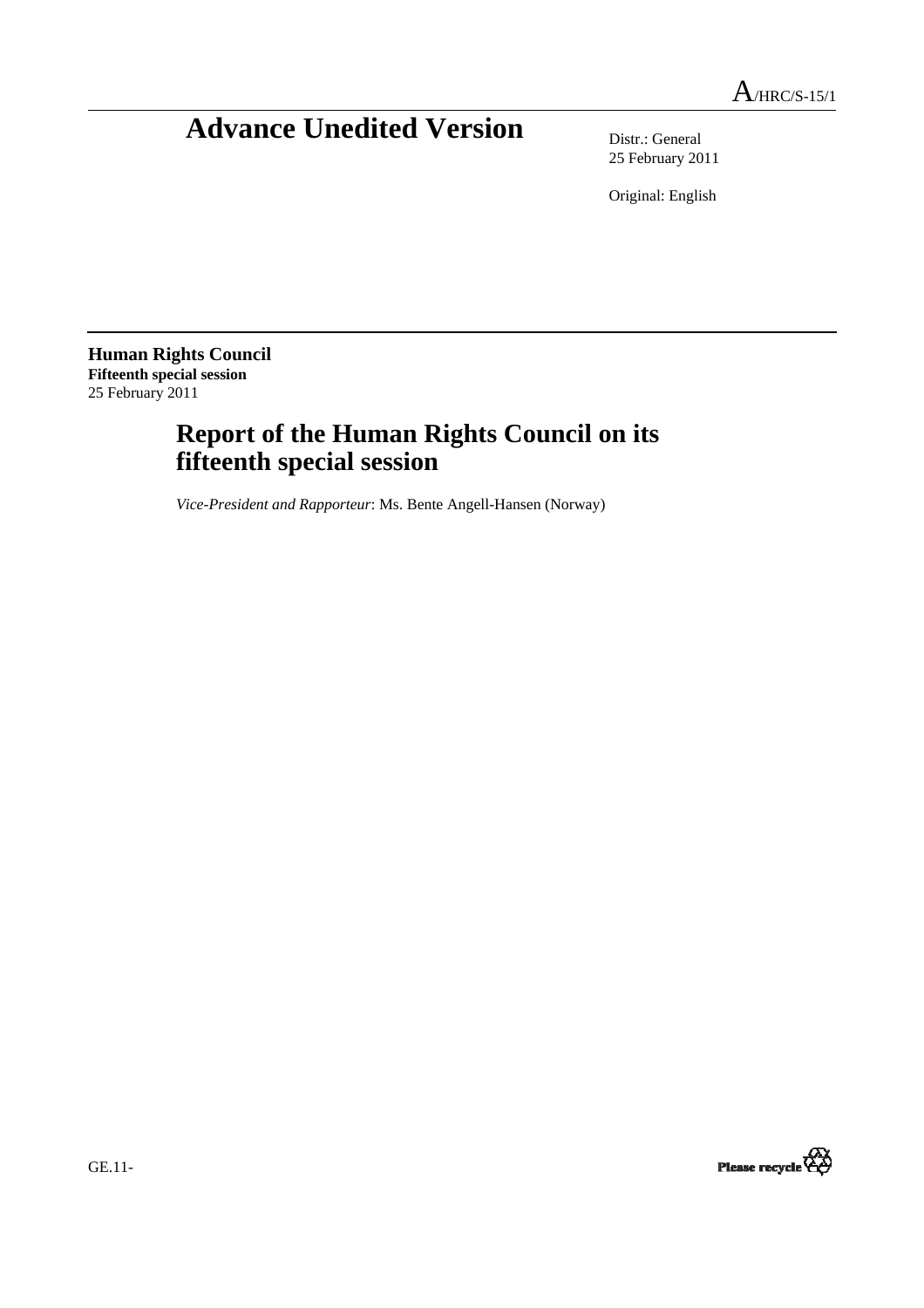A/HRC/S-15/1

# Advance Unedited Version

Distr.: General
25 February 2011

Original: English

**Human Rights Council**
**Fifteenth special session**
25 February 2011

## Report of the Human Rights Council on its fifteenth special session

*Vice-President and Rapporteur*: Ms. Bente Angell-Hansen (Norway)

GE.11-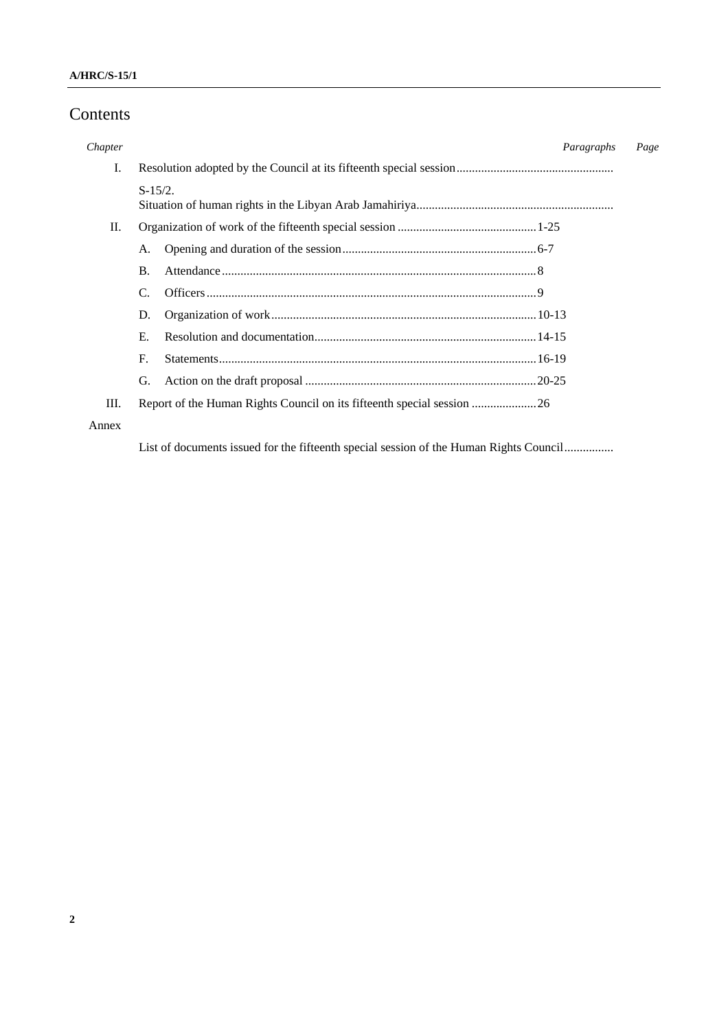# Contents

| *Chapter* | | *Paragraphs* | *Page* |
|---|---|---|---|
| I. | Resolution adopted by the Council at its fifteenth special session | | |
| | S-15/2. Situation of human rights in the Libyan Arab Jamahiriya | | |
| II. | Organization of work of the fifteenth special session | 1-25 | |
| | A. Opening and duration of the session | 6-7 | |
| | B. Attendance | 8 | |
| | C. Officers | 9 | |
| | D. Organization of work | 10-13 | |
| | E. Resolution and documentation | 14-15 | |
| | F. Statements | 16-19 | |
| | G. Action on the draft proposal | 20-25 | |
| III. | Report of the Human Rights Council on its fifteenth special session | 26 | |
| Annex | | | |
| | List of documents issued for the fifteenth special session of the Human Rights Council | | |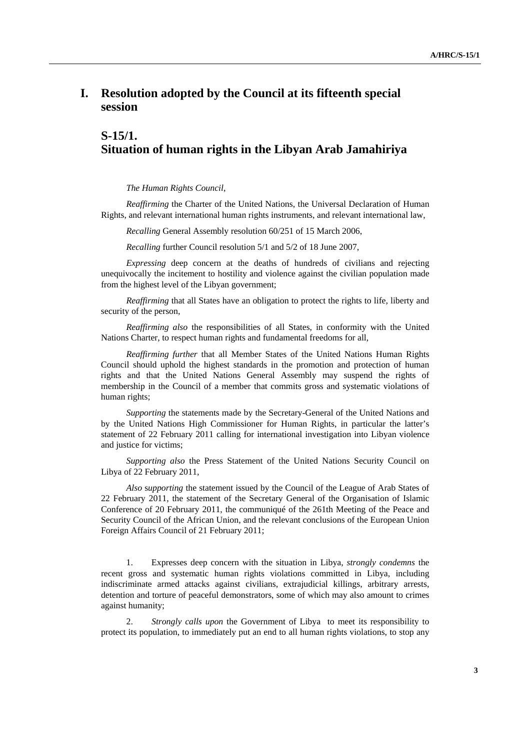# I. Resolution adopted by the Council at its fifteenth special session

## S-15/1. Situation of human rights in the Libyan Arab Jamahiriya

*The Human Rights Council*,

*Reaffirming* the Charter of the United Nations, the Universal Declaration of Human Rights, and relevant international human rights instruments, and relevant international law,

*Recalling* General Assembly resolution 60/251 of 15 March 2006,

*Recalling* further Council resolution 5/1 and 5/2 of 18 June 2007,

*Expressing* deep concern at the deaths of hundreds of civilians and rejecting unequivocally the incitement to hostility and violence against the civilian population made from the highest level of the Libyan government;

*Reaffirming* that all States have an obligation to protect the rights to life, liberty and security of the person,

*Reaffirming also* the responsibilities of all States, in conformity with the United Nations Charter, to respect human rights and fundamental freedoms for all,

*Reaffirming further* that all Member States of the United Nations Human Rights Council should uphold the highest standards in the promotion and protection of human rights and that the United Nations General Assembly may suspend the rights of membership in the Council of a member that commits gross and systematic violations of human rights;

*Supporting* the statements made by the Secretary-General of the United Nations and by the United Nations High Commissioner for Human Rights, in particular the latter's statement of 22 February 2011 calling for international investigation into Libyan violence and justice for victims;

*Supporting also* the Press Statement of the United Nations Security Council on Libya of 22 February 2011,

*Also supporting* the statement issued by the Council of the League of Arab States of 22 February 2011, the statement of the Secretary General of the Organisation of Islamic Conference of 20 February 2011, the communiqué of the 261th Meeting of the Peace and Security Council of the African Union, and the relevant conclusions of the European Union Foreign Affairs Council of 21 February 2011;

1. Expresses deep concern with the situation in Libya, *strongly condemns* the recent gross and systematic human rights violations committed in Libya, including indiscriminate armed attacks against civilians, extrajudicial killings, arbitrary arrests, detention and torture of peaceful demonstrators, some of which may also amount to crimes against humanity;

2. *Strongly calls upon* the Government of Libya to meet its responsibility to protect its population, to immediately put an end to all human rights violations, to stop any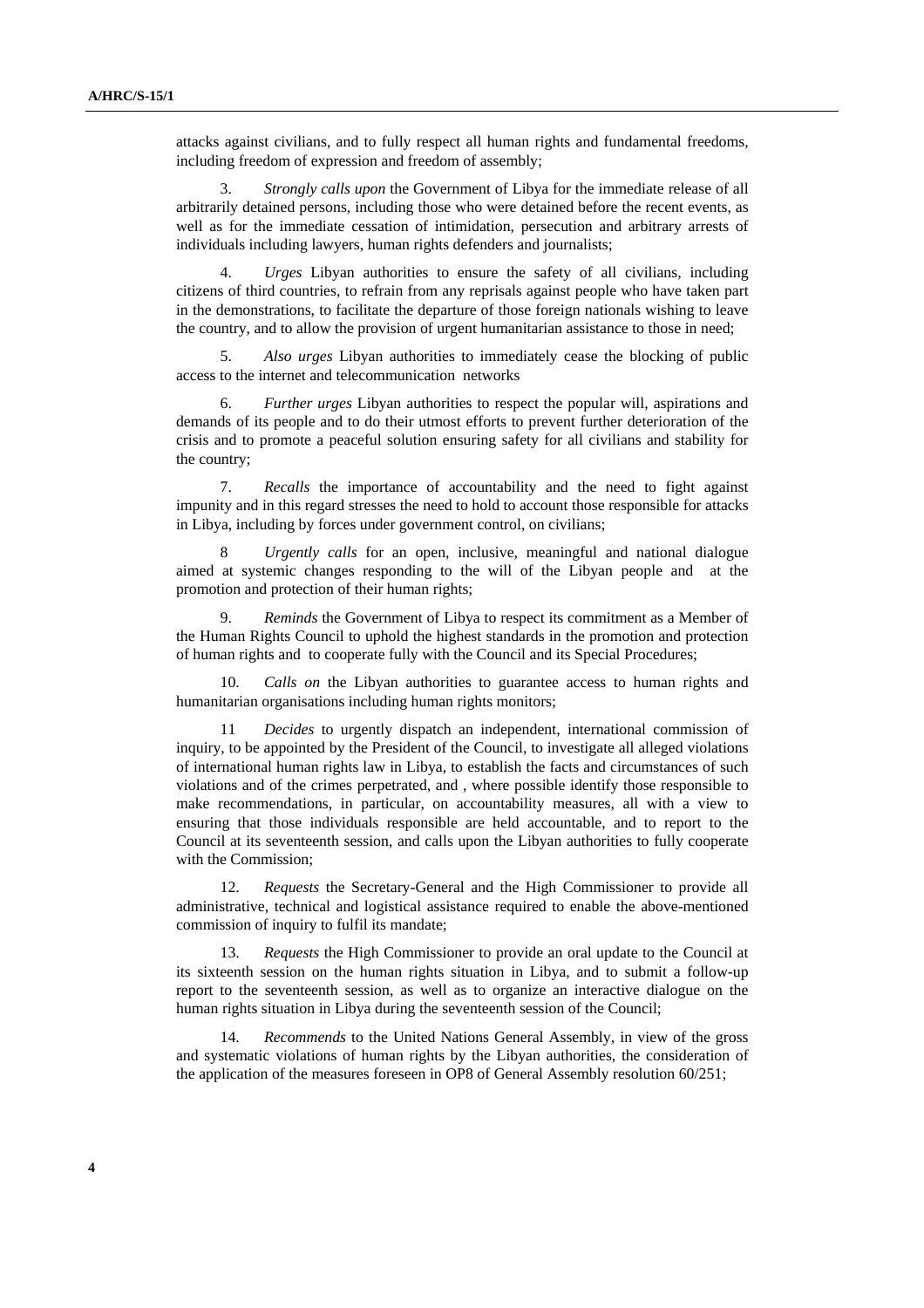attacks against civilians, and to fully respect all human rights and fundamental freedoms, including freedom of expression and freedom of assembly;

3. *Strongly calls upon* the Government of Libya for the immediate release of all arbitrarily detained persons, including those who were detained before the recent events, as well as for the immediate cessation of intimidation, persecution and arbitrary arrests of individuals including lawyers, human rights defenders and journalists;

4. *Urges* Libyan authorities to ensure the safety of all civilians, including citizens of third countries, to refrain from any reprisals against people who have taken part in the demonstrations, to facilitate the departure of those foreign nationals wishing to leave the country, and to allow the provision of urgent humanitarian assistance to those in need;

5. *Also urges* Libyan authorities to immediately cease the blocking of public access to the internet and telecommunication networks

6. *Further urges* Libyan authorities to respect the popular will, aspirations and demands of its people and to do their utmost efforts to prevent further deterioration of the crisis and to promote a peaceful solution ensuring safety for all civilians and stability for the country;

7. *Recalls* the importance of accountability and the need to fight against impunity and in this regard stresses the need to hold to account those responsible for attacks in Libya, including by forces under government control, on civilians;

8 *Urgently calls* for an open, inclusive, meaningful and national dialogue aimed at systemic changes responding to the will of the Libyan people and at the promotion and protection of their human rights;

9. *Reminds* the Government of Libya to respect its commitment as a Member of the Human Rights Council to uphold the highest standards in the promotion and protection of human rights and to cooperate fully with the Council and its Special Procedures;

10. *Calls on* the Libyan authorities to guarantee access to human rights and humanitarian organisations including human rights monitors;

11 *Decides* to urgently dispatch an independent, international commission of inquiry, to be appointed by the President of the Council, to investigate all alleged violations of international human rights law in Libya, to establish the facts and circumstances of such violations and of the crimes perpetrated, and , where possible identify those responsible to make recommendations, in particular, on accountability measures, all with a view to ensuring that those individuals responsible are held accountable, and to report to the Council at its seventeenth session, and calls upon the Libyan authorities to fully cooperate with the Commission;

12. *Requests* the Secretary-General and the High Commissioner to provide all administrative, technical and logistical assistance required to enable the above-mentioned commission of inquiry to fulfil its mandate;

13. *Requests* the High Commissioner to provide an oral update to the Council at its sixteenth session on the human rights situation in Libya, and to submit a follow-up report to the seventeenth session, as well as to organize an interactive dialogue on the human rights situation in Libya during the seventeenth session of the Council;

14. *Recommends* to the United Nations General Assembly, in view of the gross and systematic violations of human rights by the Libyan authorities, the consideration of the application of the measures foreseen in OP8 of General Assembly resolution 60/251;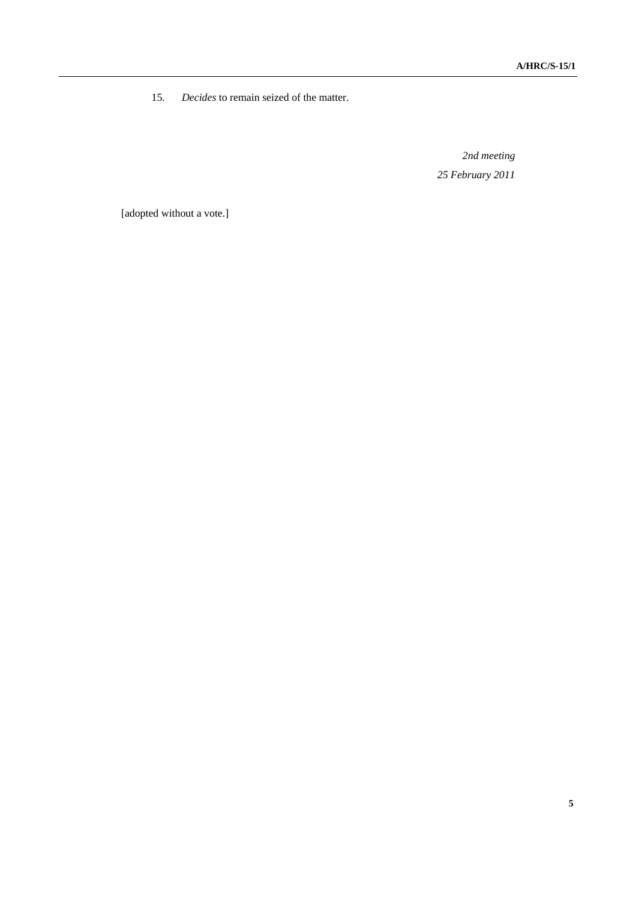15. *Decides* to remain seized of the matter.

*2nd meeting*
*25 February 2011*

[adopted without a vote.]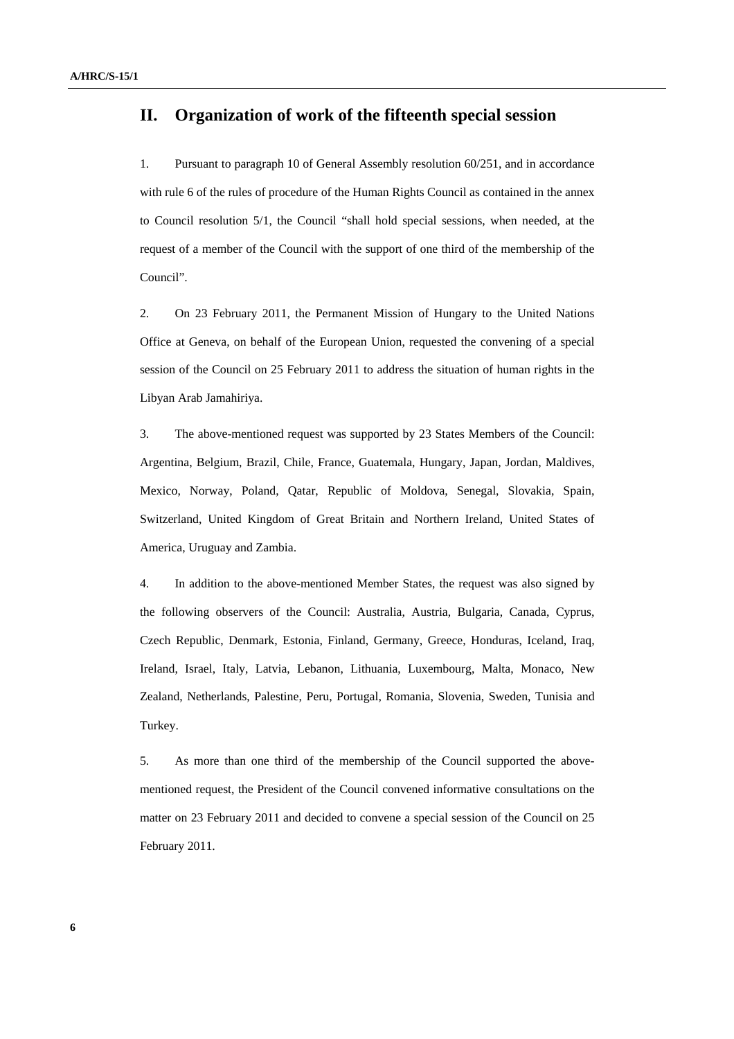## II. Organization of work of the fifteenth special session

1. Pursuant to paragraph 10 of General Assembly resolution 60/251, and in accordance with rule 6 of the rules of procedure of the Human Rights Council as contained in the annex to Council resolution 5/1, the Council "shall hold special sessions, when needed, at the request of a member of the Council with the support of one third of the membership of the Council".

2. On 23 February 2011, the Permanent Mission of Hungary to the United Nations Office at Geneva, on behalf of the European Union, requested the convening of a special session of the Council on 25 February 2011 to address the situation of human rights in the Libyan Arab Jamahiriya.

3. The above-mentioned request was supported by 23 States Members of the Council: Argentina, Belgium, Brazil, Chile, France, Guatemala, Hungary, Japan, Jordan, Maldives, Mexico, Norway, Poland, Qatar, Republic of Moldova, Senegal, Slovakia, Spain, Switzerland, United Kingdom of Great Britain and Northern Ireland, United States of America, Uruguay and Zambia.

4. In addition to the above-mentioned Member States, the request was also signed by the following observers of the Council: Australia, Austria, Bulgaria, Canada, Cyprus, Czech Republic, Denmark, Estonia, Finland, Germany, Greece, Honduras, Iceland, Iraq, Ireland, Israel, Italy, Latvia, Lebanon, Lithuania, Luxembourg, Malta, Monaco, New Zealand, Netherlands, Palestine, Peru, Portugal, Romania, Slovenia, Sweden, Tunisia and Turkey.

5. As more than one third of the membership of the Council supported the above-mentioned request, the President of the Council convened informative consultations on the matter on 23 February 2011 and decided to convene a special session of the Council on 25 February 2011.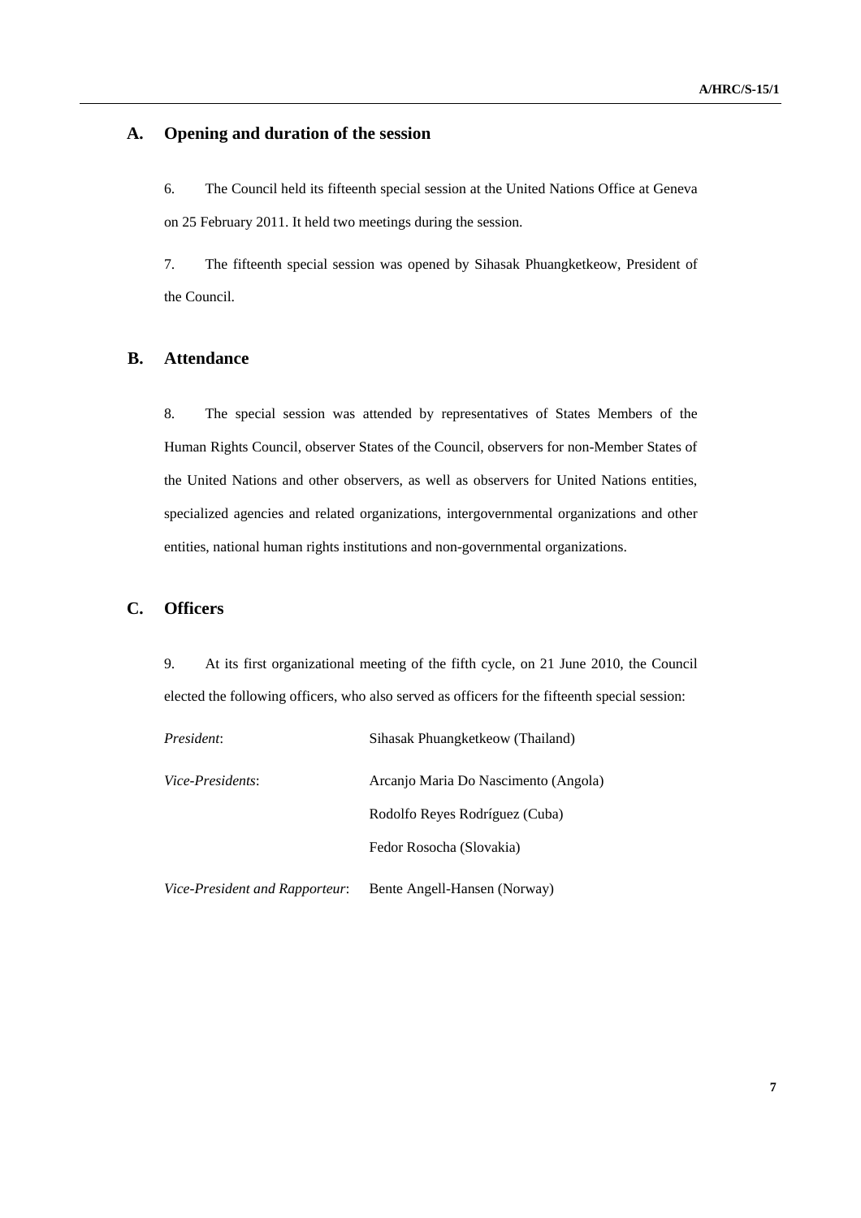## A. Opening and duration of the session

6. The Council held its fifteenth special session at the United Nations Office at Geneva on 25 February 2011. It held two meetings during the session.

7. The fifteenth special session was opened by Sihasak Phuangketkeow, President of the Council.

## B. Attendance

8. The special session was attended by representatives of States Members of the Human Rights Council, observer States of the Council, observers for non-Member States of the United Nations and other observers, as well as observers for United Nations entities, specialized agencies and related organizations, intergovernmental organizations and other entities, national human rights institutions and non-governmental organizations.

## C. Officers

9. At its first organizational meeting of the fifth cycle, on 21 June 2010, the Council elected the following officers, who also served as officers for the fifteenth special session:

*President*: Sihasak Phuangketkeow (Thailand)

*Vice-Presidents*: Arcanjo Maria Do Nascimento (Angola)
Rodolfo Reyes Rodríguez (Cuba)
Fedor Rosocha (Slovakia)

*Vice-President and Rapporteur*: Bente Angell-Hansen (Norway)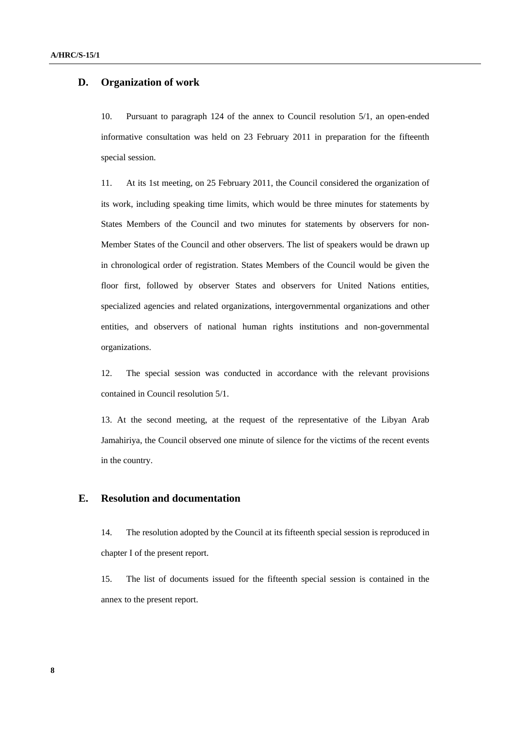## D. Organization of work

10. Pursuant to paragraph 124 of the annex to Council resolution 5/1, an open-ended informative consultation was held on 23 February 2011 in preparation for the fifteenth special session.

11. At its 1st meeting, on 25 February 2011, the Council considered the organization of its work, including speaking time limits, which would be three minutes for statements by States Members of the Council and two minutes for statements by observers for non-Member States of the Council and other observers. The list of speakers would be drawn up in chronological order of registration. States Members of the Council would be given the floor first, followed by observer States and observers for United Nations entities, specialized agencies and related organizations, intergovernmental organizations and other entities, and observers of national human rights institutions and non-governmental organizations.

12. The special session was conducted in accordance with the relevant provisions contained in Council resolution 5/1.

13. At the second meeting, at the request of the representative of the Libyan Arab Jamahiriya, the Council observed one minute of silence for the victims of the recent events in the country.

## E. Resolution and documentation

14. The resolution adopted by the Council at its fifteenth special session is reproduced in chapter I of the present report.

15. The list of documents issued for the fifteenth special session is contained in the annex to the present report.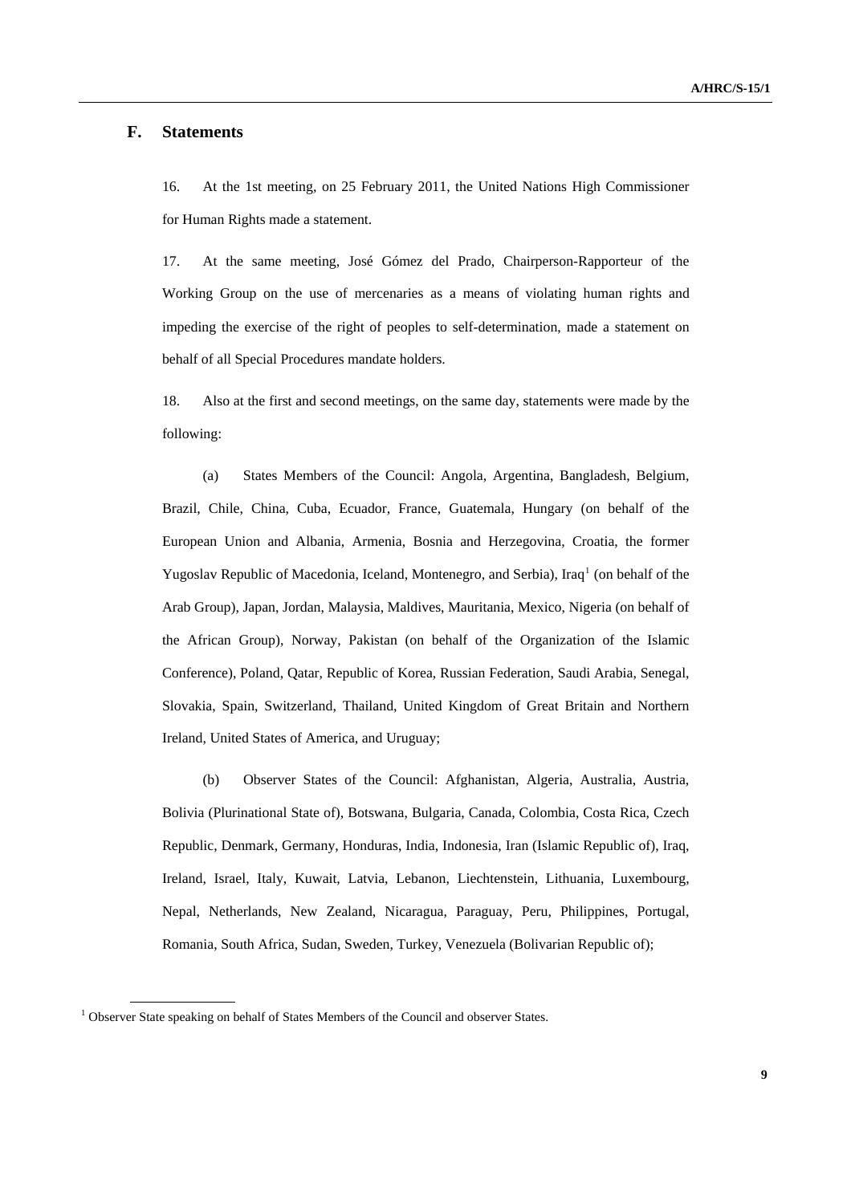## F. Statements

16. At the 1st meeting, on 25 February 2011, the United Nations High Commissioner for Human Rights made a statement.

17. At the same meeting, José Gómez del Prado, Chairperson-Rapporteur of the Working Group on the use of mercenaries as a means of violating human rights and impeding the exercise of the right of peoples to self-determination, made a statement on behalf of all Special Procedures mandate holders.

18. Also at the first and second meetings, on the same day, statements were made by the following:

(a) States Members of the Council: Angola, Argentina, Bangladesh, Belgium, Brazil, Chile, China, Cuba, Ecuador, France, Guatemala, Hungary (on behalf of the European Union and Albania, Armenia, Bosnia and Herzegovina, Croatia, the former Yugoslav Republic of Macedonia, Iceland, Montenegro, and Serbia), Iraq[1] (on behalf of the Arab Group), Japan, Jordan, Malaysia, Maldives, Mauritania, Mexico, Nigeria (on behalf of the African Group), Norway, Pakistan (on behalf of the Organization of the Islamic Conference), Poland, Qatar, Republic of Korea, Russian Federation, Saudi Arabia, Senegal, Slovakia, Spain, Switzerland, Thailand, United Kingdom of Great Britain and Northern Ireland, United States of America, and Uruguay;

(b) Observer States of the Council: Afghanistan, Algeria, Australia, Austria, Bolivia (Plurinational State of), Botswana, Bulgaria, Canada, Colombia, Costa Rica, Czech Republic, Denmark, Germany, Honduras, India, Indonesia, Iran (Islamic Republic of), Iraq, Ireland, Israel, Italy, Kuwait, Latvia, Lebanon, Liechtenstein, Lithuania, Luxembourg, Nepal, Netherlands, New Zealand, Nicaragua, Paraguay, Peru, Philippines, Portugal, Romania, South Africa, Sudan, Sweden, Turkey, Venezuela (Bolivarian Republic of);

---

[1] Observer State speaking on behalf of States Members of the Council and observer States.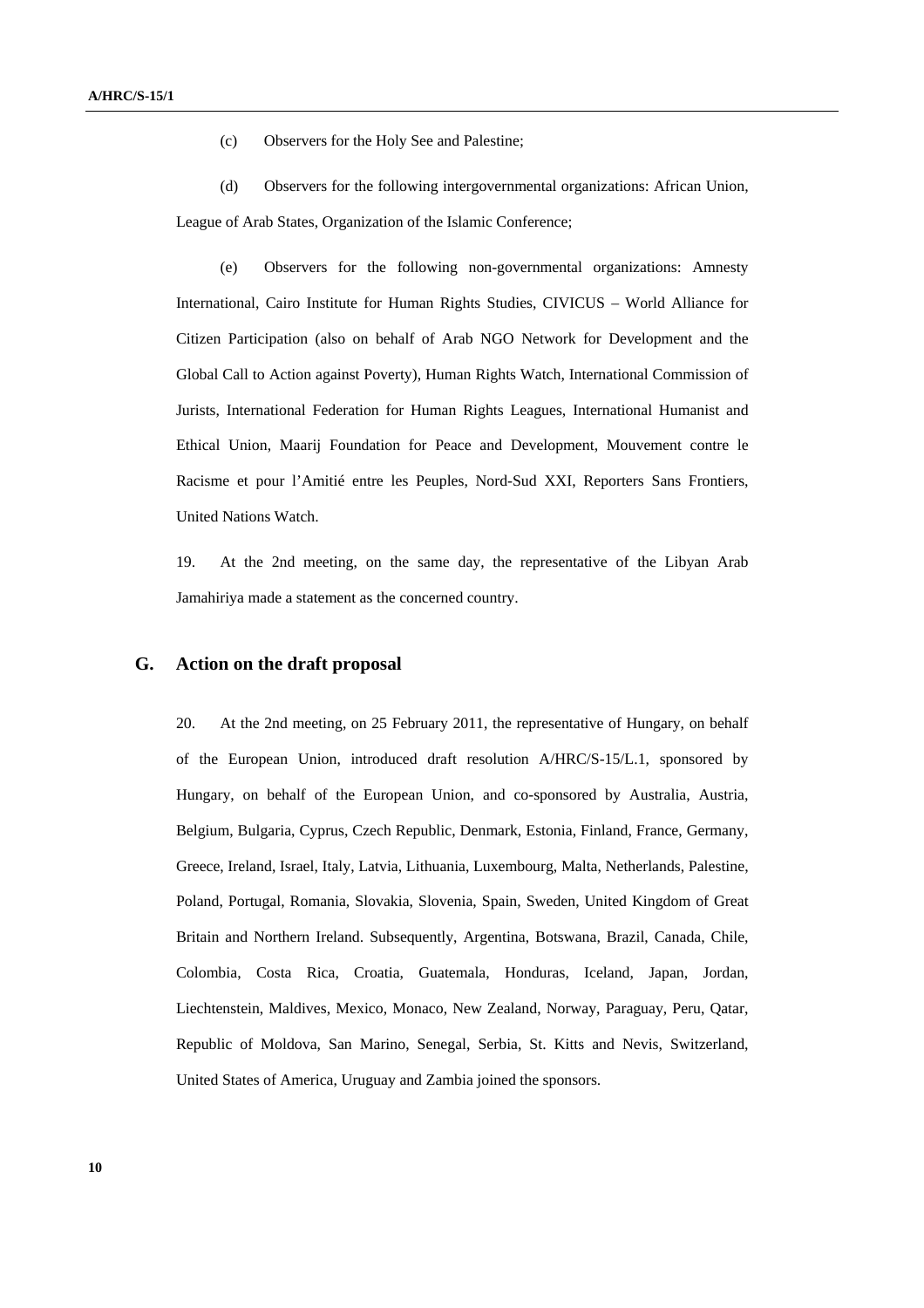(c) Observers for the Holy See and Palestine;

(d) Observers for the following intergovernmental organizations: African Union, League of Arab States, Organization of the Islamic Conference;

(e) Observers for the following non-governmental organizations: Amnesty International, Cairo Institute for Human Rights Studies, CIVICUS – World Alliance for Citizen Participation (also on behalf of Arab NGO Network for Development and the Global Call to Action against Poverty), Human Rights Watch, International Commission of Jurists, International Federation for Human Rights Leagues, International Humanist and Ethical Union, Maarij Foundation for Peace and Development, Mouvement contre le Racisme et pour l'Amitié entre les Peuples, Nord-Sud XXI, Reporters Sans Frontiers, United Nations Watch.

19. At the 2nd meeting, on the same day, the representative of the Libyan Arab Jamahiriya made a statement as the concerned country.

## G. Action on the draft proposal

20. At the 2nd meeting, on 25 February 2011, the representative of Hungary, on behalf of the European Union, introduced draft resolution A/HRC/S-15/L.1, sponsored by Hungary, on behalf of the European Union, and co-sponsored by Australia, Austria, Belgium, Bulgaria, Cyprus, Czech Republic, Denmark, Estonia, Finland, France, Germany, Greece, Ireland, Israel, Italy, Latvia, Lithuania, Luxembourg, Malta, Netherlands, Palestine, Poland, Portugal, Romania, Slovakia, Slovenia, Spain, Sweden, United Kingdom of Great Britain and Northern Ireland. Subsequently, Argentina, Botswana, Brazil, Canada, Chile, Colombia, Costa Rica, Croatia, Guatemala, Honduras, Iceland, Japan, Jordan, Liechtenstein, Maldives, Mexico, Monaco, New Zealand, Norway, Paraguay, Peru, Qatar, Republic of Moldova, San Marino, Senegal, Serbia, St. Kitts and Nevis, Switzerland, United States of America, Uruguay and Zambia joined the sponsors.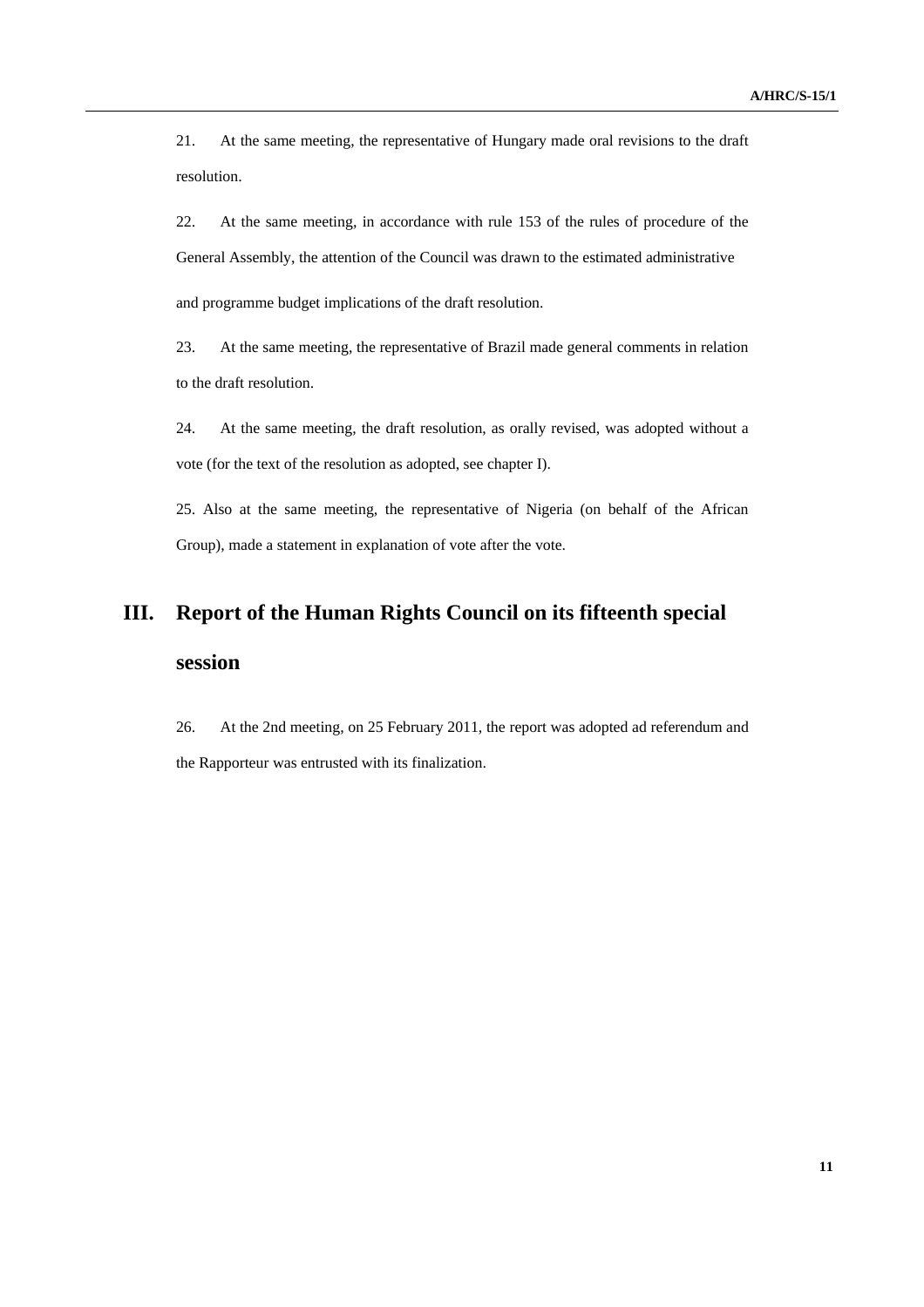21. At the same meeting, the representative of Hungary made oral revisions to the draft resolution.

22. At the same meeting, in accordance with rule 153 of the rules of procedure of the General Assembly, the attention of the Council was drawn to the estimated administrative and programme budget implications of the draft resolution.

23. At the same meeting, the representative of Brazil made general comments in relation to the draft resolution.

24. At the same meeting, the draft resolution, as orally revised, was adopted without a vote (for the text of the resolution as adopted, see chapter I).

25. Also at the same meeting, the representative of Nigeria (on behalf of the African Group), made a statement in explanation of vote after the vote.

## III. Report of the Human Rights Council on its fifteenth special session

26. At the 2nd meeting, on 25 February 2011, the report was adopted ad referendum and the Rapporteur was entrusted with its finalization.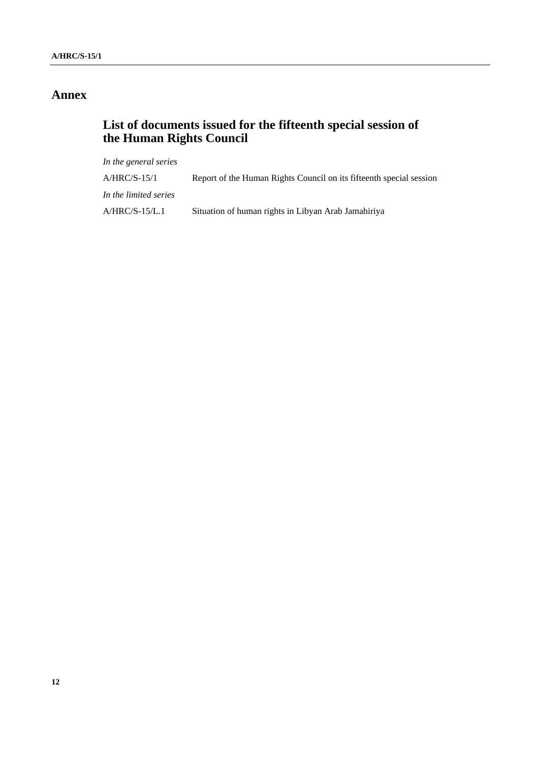# Annex

## List of documents issued for the fifteenth special session of the Human Rights Council

*In the general series*

| | |
|---|---|
| A/HRC/S-15/1 | Report of the Human Rights Council on its fifteenth special session |
| *In the limited series* | |
| A/HRC/S-15/L.1 | Situation of human rights in Libyan Arab Jamahiriya |